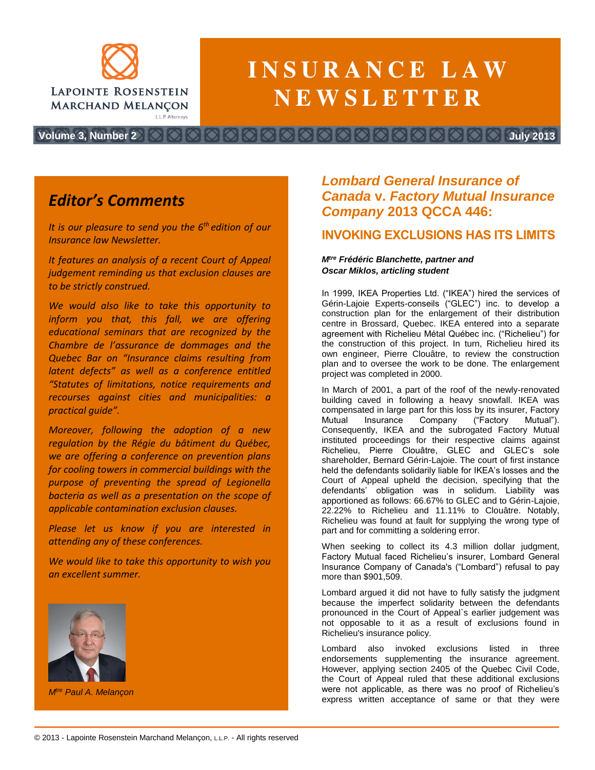LAPOINTE ROSENSTEIN MARCHAND MELANÇON L.L.P. Attorneys

# INSURANCE LAW NEWSLETTER

**Volume 3, Number 2** **July 2013**

## *Editor's Comments*

*It is our pleasure to send you the 6th edition of our Insurance law Newsletter.*

*It features an analysis of a recent Court of Appeal judgement reminding us that exclusion clauses are to be strictly construed.*

*We would also like to take this opportunity to inform you that, this fall, we are offering educational seminars that are recognized by the Chambre de l'assurance de dommages and the Quebec Bar on "Insurance claims resulting from latent defects" as well as a conference entitled "Statutes of limitations, notice requirements and recourses against cities and municipalities: a practical guide".*

*Moreover, following the adoption of a new regulation by the Régie du bâtiment du Québec, we are offering a conference on prevention plans for cooling towers in commercial buildings with the purpose of preventing the spread of Legionella bacteria as well as a presentation on the scope of applicable contamination exclusion clauses.*

*Please let us know if you are interested in attending any of these conferences.*

*We would like to take this opportunity to wish you an excellent summer.*

*Mtre Paul A. Melançon*

## *Lombard General Insurance of Canada* v. *Factory Mutual Insurance Company* 2013 QCCA 446:

### INVOKING EXCLUSIONS HAS ITS LIMITS

***Mtre Frédéric Blanchette, partner and***
***Oscar Miklos, articling student***

In 1999, IKEA Properties Ltd. ("IKEA") hired the services of Gérin-Lajoie Experts-conseils ("GLEC") inc. to develop a construction plan for the enlargement of their distribution centre in Brossard, Quebec. IKEA entered into a separate agreement with Richelieu Métal Québec inc. ("Richelieu") for the construction of this project. In turn, Richelieu hired its own engineer, Pierre Clouâtre, to review the construction plan and to oversee the work to be done. The enlargement project was completed in 2000.

In March of 2001, a part of the roof of the newly-renovated building caved in following a heavy snowfall. IKEA was compensated in large part for this loss by its insurer, Factory Mutual Insurance Company ("Factory Mutual"). Consequently, IKEA and the subrogated Factory Mutual instituted proceedings for their respective claims against Richelieu, Pierre Clouâtre, GLEC and GLEC's sole shareholder, Bernard Gérin-Lajoie. The court of first instance held the defendants solidarily liable for IKEA's losses and the Court of Appeal upheld the decision, specifying that the defendants' obligation was in solidum. Liability was apportioned as follows: 66.67% to GLEC and to Gérin-Lajoie, 22.22% to Richelieu and 11.11% to Clouâtre. Notably, Richelieu was found at fault for supplying the wrong type of part and for committing a soldering error.

When seeking to collect its 4.3 million dollar judgment, Factory Mutual faced Richelieu's insurer, Lombard General Insurance Company of Canada's ("Lombard") refusal to pay more than $901,509.

Lombard argued it did not have to fully satisfy the judgment because the imperfect solidarity between the defendants pronounced in the Court of Appeal`s earlier judgement was not opposable to it as a result of exclusions found in Richelieu's insurance policy.

Lombard also invoked exclusions listed in three endorsements supplementing the insurance agreement. However, applying section 2405 of the Quebec Civil Code, the Court of Appeal ruled that these additional exclusions were not applicable, as there was no proof of Richelieu's express written acceptance of same or that they were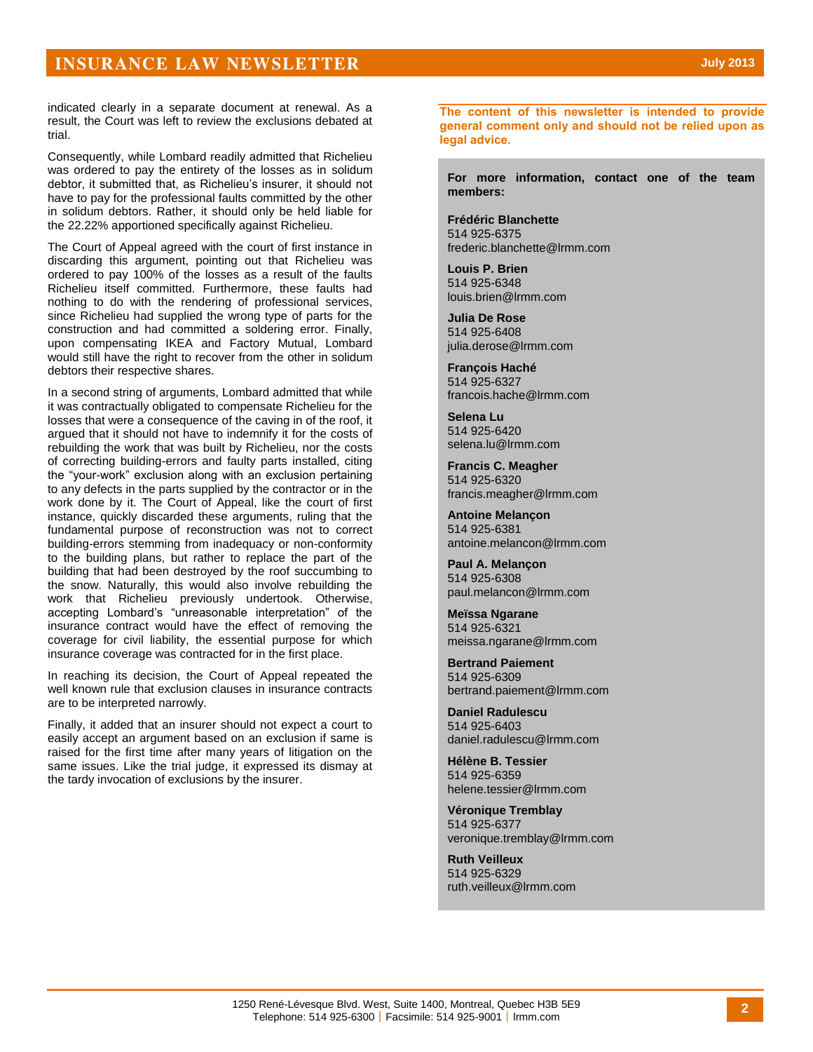indicated clearly in a separate document at renewal. As a result, the Court was left to review the exclusions debated at trial.

Consequently, while Lombard readily admitted that Richelieu was ordered to pay the entirety of the losses as in solidum debtor, it submitted that, as Richelieu's insurer, it should not have to pay for the professional faults committed by the other in solidum debtors. Rather, it should only be held liable for the 22.22% apportioned specifically against Richelieu.

The Court of Appeal agreed with the court of first instance in discarding this argument, pointing out that Richelieu was ordered to pay 100% of the losses as a result of the faults Richelieu itself committed. Furthermore, these faults had nothing to do with the rendering of professional services, since Richelieu had supplied the wrong type of parts for the construction and had committed a soldering error. Finally, upon compensating IKEA and Factory Mutual, Lombard would still have the right to recover from the other in solidum debtors their respective shares.

In a second string of arguments, Lombard admitted that while it was contractually obligated to compensate Richelieu for the losses that were a consequence of the caving in of the roof, it argued that it should not have to indemnify it for the costs of rebuilding the work that was built by Richelieu, nor the costs of correcting building-errors and faulty parts installed, citing the "your-work" exclusion along with an exclusion pertaining to any defects in the parts supplied by the contractor or in the work done by it. The Court of Appeal, like the court of first instance, quickly discarded these arguments, ruling that the fundamental purpose of reconstruction was not to correct building-errors stemming from inadequacy or non-conformity to the building plans, but rather to replace the part of the building that had been destroyed by the roof succumbing to the snow. Naturally, this would also involve rebuilding the work that Richelieu previously undertook. Otherwise, accepting Lombard's "unreasonable interpretation" of the insurance contract would have the effect of removing the coverage for civil liability, the essential purpose for which insurance coverage was contracted for in the first place.

In reaching its decision, the Court of Appeal repeated the well known rule that exclusion clauses in insurance contracts are to be interpreted narrowly.

Finally, it added that an insurer should not expect a court to easily accept an argument based on an exclusion if same is raised for the first time after many years of litigation on the same issues. Like the trial judge, it expressed its dismay at the tardy invocation of exclusions by the insurer.

**The content of this newsletter is intended to provide general comment only and should not be relied upon as legal advice.**

**For more information, contact one of the team members:**

**Frédéric Blanchette**
514 925-6375
frederic.blanchette@lrmm.com

**Louis P. Brien**
514 925-6348
louis.brien@lrmm.com

**Julia De Rose**
514 925-6408
julia.derose@lrmm.com

**François Haché**
514 925-6327
francois.hache@lrmm.com

**Selena Lu**
514 925-6420
selena.lu@lrmm.com

**Francis C. Meagher**
514 925-6320
francis.meagher@lrmm.com

**Antoine Melançon**
514 925-6381
antoine.melancon@lrmm.com

**Paul A. Melançon**
514 925-6308
paul.melancon@lrmm.com

**Meïssa Ngarane**
514 925-6321
meissa.ngarane@lrmm.com

**Bertrand Paiement**
514 925-6309
bertrand.paiement@lrmm.com

**Daniel Radulescu**
514 925-6403
daniel.radulescu@lrmm.com

**Hélène B. Tessier**
514 925-6359
helene.tessier@lrmm.com

**Véronique Tremblay**
514 925-6377
veronique.tremblay@lrmm.com

**Ruth Veilleux**
514 925-6329
ruth.veilleux@lrmm.com

1250 René-Lévesque Blvd. West, Suite 1400, Montreal, Quebec H3B 5E9
Telephone: 514 925-6300 | Facsimile: 514 925-9001 | lrmm.com